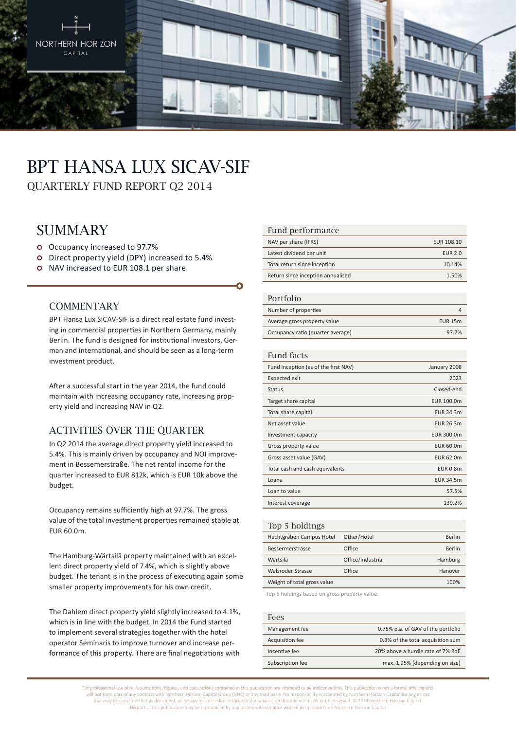# BPT HANSA LUX SICAV-SIF

QUARTERLY FUND REPORT Q2 2014

## SUMMARY

- Occupancy increased to 97.7%
- Direct property yield (DPY) increased to 5.4%
- NAV increased to EUR 108.1 per share

### COMMENTARY

BPT Hansa Lux SICAV-SIF is a direct real estate fund investing in commercial properties in Northern Germany, mainly Berlin. The fund is designed for institutional investors, German and international, and should be seen as a long-term investment product.

After a successful start in the year 2014, the fund could maintain with increasing occupancy rate, increasing property yield and increasing NAV in Q2.

### ACTIVITIES OVER THE QUARTER

In Q2 2014 the average direct property yield increased to 5.4%. This is mainly driven by occupancy and NOI improvement in Bessemerstraße. The net rental income for the quarter increased to EUR 812k, which is EUR 10k above the budget.

Occupancy remains sufficiently high at 97.7%. The gross value of the total investment properties remained stable at EUR 60.0m.

The Hamburg-Wärtsilä property maintained with an excellent direct property yield of 7.4%, which is slightly above budget. The tenant is in the process of executing again some smaller property improvements for his own credit.

The Dahlem direct property yield slightly increased to 4.1%, which is in line with the budget. In 2014 the Fund started to implement several strategies together with the hotel operator Seminaris to improve turnover and increase performance of this property. There are final negotiations with

| Fund performance | |
|---|---|
| NAV per share (IFRS) | EUR 108.10 |
| Latest dividend per unit | EUR 2.0 |
| Total return since inception | 10.14% |
| Return since inception annualised | 1.50% |

| Portfolio | |
|---|---|
| Number of properties | 4 |
| Average gross property value | EUR 15m |
| Occupancy ratio (quarter average) | 97.7% |

| Fund facts | |
|---|---|
| Fund inception (as of the first NAV) | January 2008 |
| Expected exit | 2023 |
| Status | Closed-end |
| Target share capital | EUR 100.0m |
| Total share capital | EUR 24.3m |
| Net asset value | EUR 26.3m |
| Investment capacity | EUR 300.0m |
| Gross property value | EUR 60.0m |
| Gross asset value (GAV) | EUR 62.0m |
| Total cash and cash equivalents | EUR 0.8m |
| Loans | EUR 34.5m |
| Loan to value | 57.5% |
| Interest coverage | 139.2% |

| Top 5 holdings | | |
|---|---|---|
| Hechtgraben Campus Hotel | Other/Hotel | Berlin |
| Bessermerstrasse | Office | Berlin |
| Wärtsilä | Office/Industrial | Hamburg |
| Walsroder Strasse | Office | Hanover |
| Weight of total gross value | | 100% |

Top 5 holdings based on gross property value.

| Fees | |
|---|---|
| Management fee | 0.75% p.a. of GAV of the portfolio |
| Acquisition fee | 0.3% of the total acquisition sum |
| Incentive fee | 20% above a hurdle rate of 7% RoE |
| Subscription fee | max. 1.95% (depending on size) |

For professional use only. Assumptions, figures, and calculations contained in this publication are intended to be indicative only. This publication is not a formal offering and will not form part of any contract with Northern Horizon Capital Group (NHC) or any third party. No responsibility is accepted by Northern Horizon Capital for any errors that may be contained in this document, or for any loss occasioned through the reliance on this document. All rights reserved. © 2014 Northern Horizon Capital. No part of this publication may be reproduced by any means without prior written permission from Northern Horizon Capital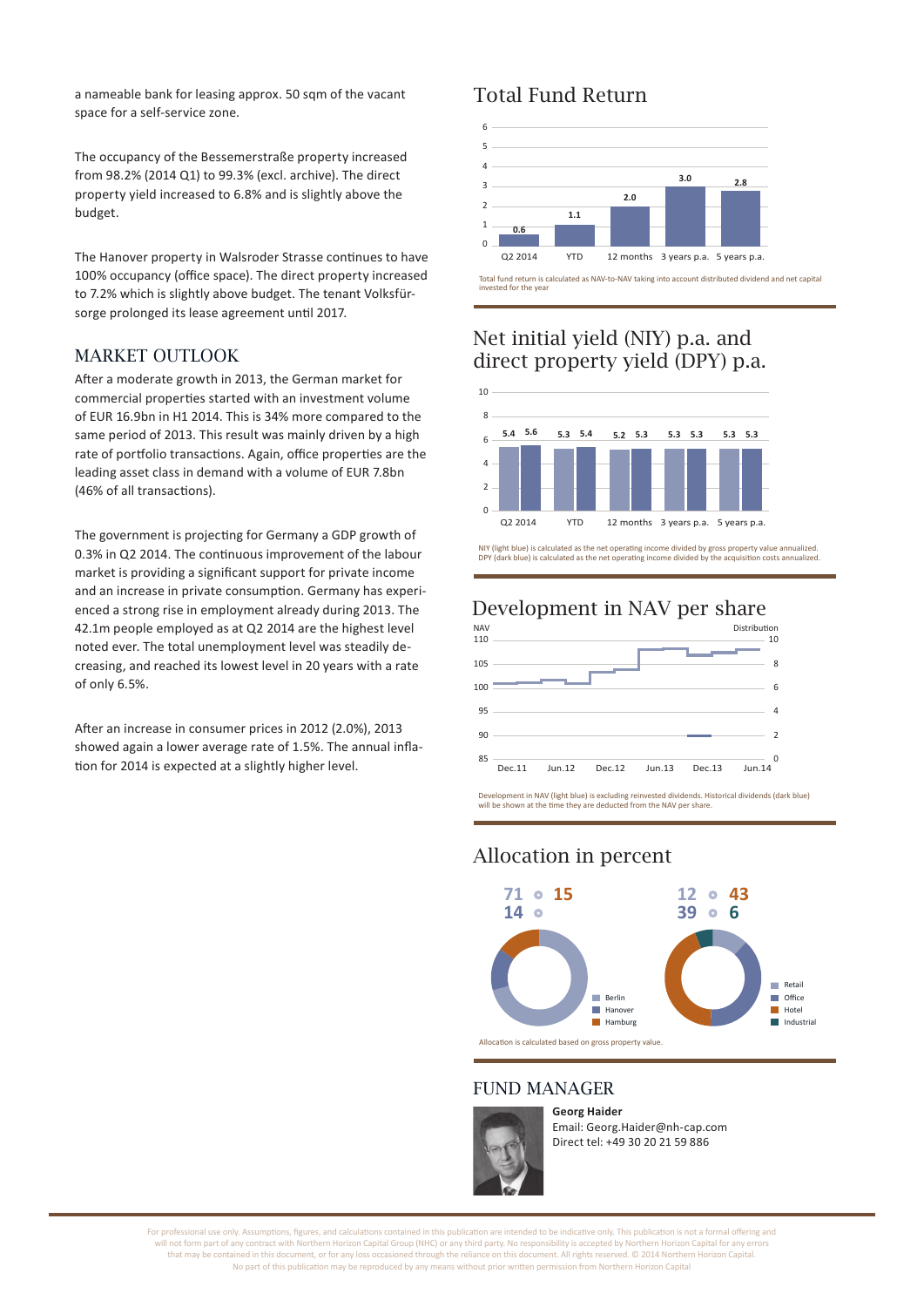a nameable bank for leasing approx. 50 sqm of the vacant space for a self-service zone.

The occupancy of the Bessemerstraße property increased from 98.2% (2014 Q1) to 99.3% (excl. archive). The direct property yield increased to 6.8% and is slightly above the budget.

The Hanover property in Walsroder Strasse continues to have 100% occupancy (office space). The direct property increased to 7.2% which is slightly above budget. The tenant Volksfürsorge prolonged its lease agreement until 2017.

## MARKET OUTLOOK

After a moderate growth in 2013, the German market for commercial properties started with an investment volume of EUR 16.9bn in H1 2014. This is 34% more compared to the same period of 2013. This result was mainly driven by a high rate of portfolio transactions. Again, office properties are the leading asset class in demand with a volume of EUR 7.8bn (46% of all transactions).

The government is projecting for Germany a GDP growth of 0.3% in Q2 2014. The continuous improvement of the labour market is providing a significant support for private income and an increase in private consumption. Germany has experienced a strong rise in employment already during 2013. The 42.1m people employed as at Q2 2014 are the highest level noted ever. The total unemployment level was steadily decreasing, and reached its lowest level in 20 years with a rate of only 6.5%.

After an increase in consumer prices in 2012 (2.0%), 2013 showed again a lower average rate of 1.5%. The annual inflation for 2014 is expected at a slightly higher level.

## Total Fund Return

Q2 2014: 0.6
YTD: 1.1
12 months: 2.0
3 years p.a.: 3.0
5 years p.a.: 2.8

Total fund return is calculated as NAV-to-NAV taking into account distributed dividend and net capital invested for the year

## Net initial yield (NIY) p.a. and direct property yield (DPY) p.a.

Q2 2014: 5.4 5.6
YTD: 5.3 5.4
12 months: 5.2 5.3
3 years p.a.: 5.3 5.3
5 years p.a.: 5.3 5.3

NIY (light blue) is calculated as the net operating income divided by gross property value annualized.
DPY (dark blue) is calculated as the net operating income divided by the acquisition costs annualized.

## Development in NAV per share

NAV
Distribution
Dec.11 Jun.12 Dec.12 Jun.13 Dec.13 Jun.14

Development in NAV (light blue) is excluding reinvested dividends. Historical dividends (dark blue) will be shown at the time they are deducted from the NAV per share.

## Allocation in percent

71 15
14

Berlin
Hanover
Hamburg

12 43
39 6

Retail
Office
Hotel
Industrial

Allocation is calculated based on gross property value.

## FUND MANAGER

**Georg Haider**
Email: Georg.Haider@nh-cap.com
Direct tel: +49 30 20 21 59 886

For professional use only. Assumptions, figures, and calculations contained in this publication are intended to be indicative only. This publication is not a formal offering and will not form part of any contract with Northern Horizon Capital Group (NHC) or any third party. No responsibility is accepted by Northern Horizon Capital for any errors that may be contained in this document, or for any loss occasioned through the reliance on this document. All rights reserved. © 2014 Northern Horizon Capital. No part of this publication may be reproduced by any means without prior written permission from Northern Horizon Capital